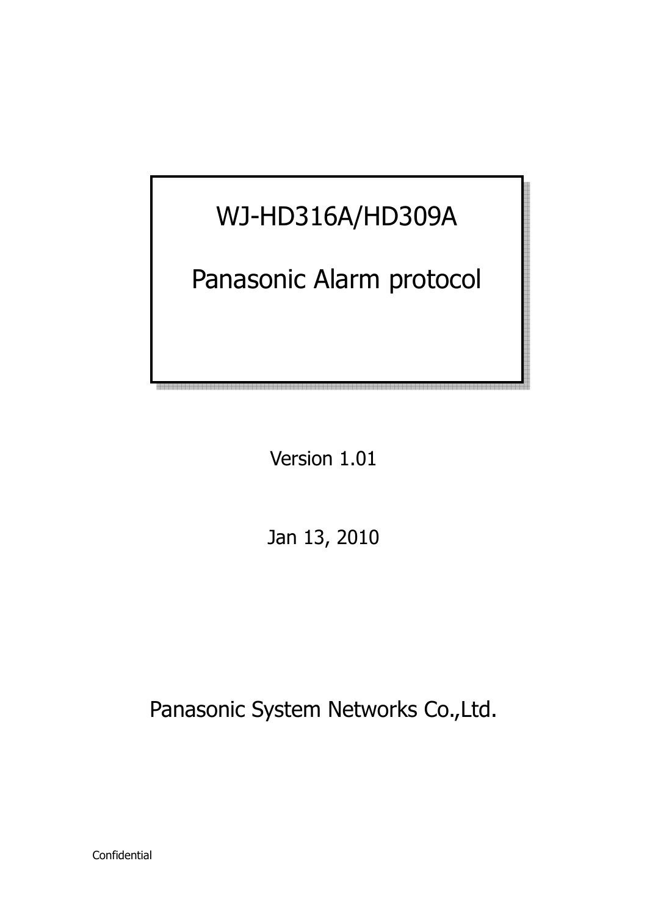# WJ-HD316A/HD309A

# Panasonic Alarm protocol

Version 1.01

Jan 13, 2010

Panasonic System Networks Co.,Ltd.

Confidential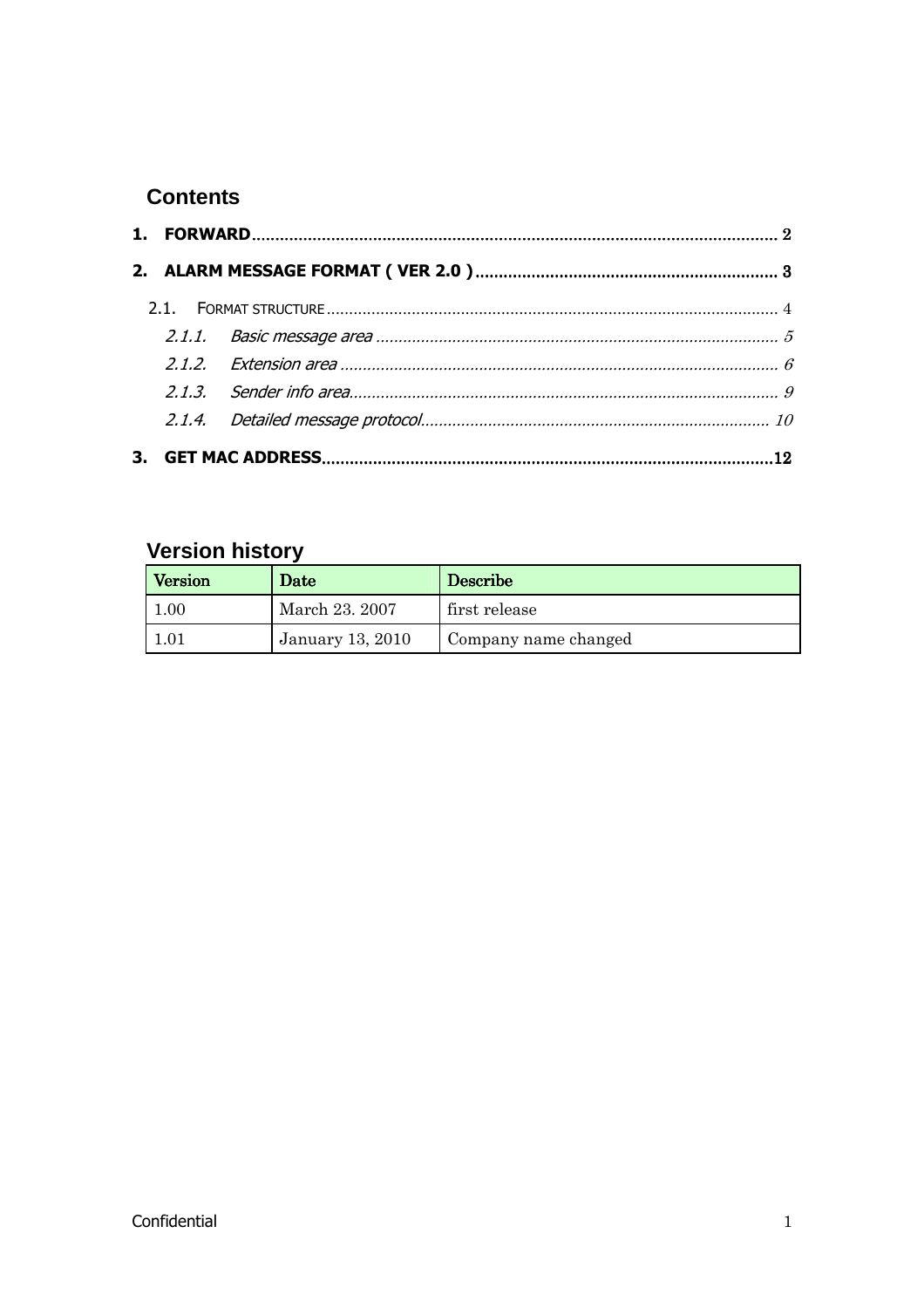## Contents

**1. FORWARD** .......................................................................................................... 2

**2. ALARM MESSAGE FORMAT ( VER 2.0 )** ......................................................... 3

2.1. FORMAT STRUCTURE ........................................................................................... 4

*2.1.1. Basic message area* ........................................................................................ 5

*2.1.2. Extension area* ............................................................................................... 6

*2.1.3. Sender info area* ............................................................................................. 9

*2.1.4. Detailed message protocol* ............................................................................ 10

**3. GET MAC ADDRESS** ............................................................................................ 12

## Version history

| Version | Date | Describe |
|---|---|---|
| 1.00 | March 23. 2007 | first release |
| 1.01 | January 13, 2010 | Company name changed |

Confidential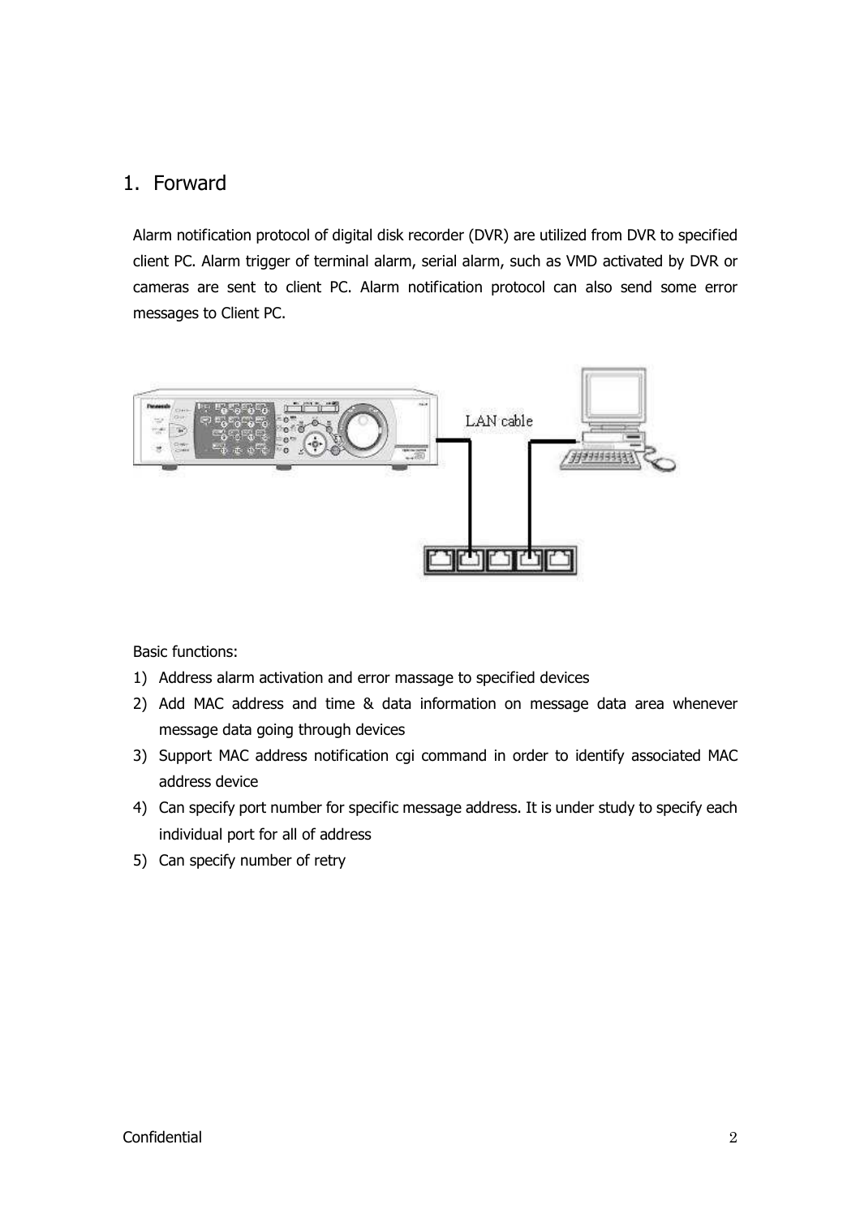## 1. Forward

Alarm notification protocol of digital disk recorder (DVR) are utilized from DVR to specified client PC. Alarm trigger of terminal alarm, serial alarm, such as VMD activated by DVR or cameras are sent to client PC. Alarm notification protocol can also send some error messages to Client PC.

LAN cable

Basic functions:

1) Address alarm activation and error massage to specified devices
2) Add MAC address and time & data information on message data area whenever message data going through devices
3) Support MAC address notification cgi command in order to identify associated MAC address device
4) Can specify port number for specific message address. It is under study to specify each individual port for all of address
5) Can specify number of retry

Confidential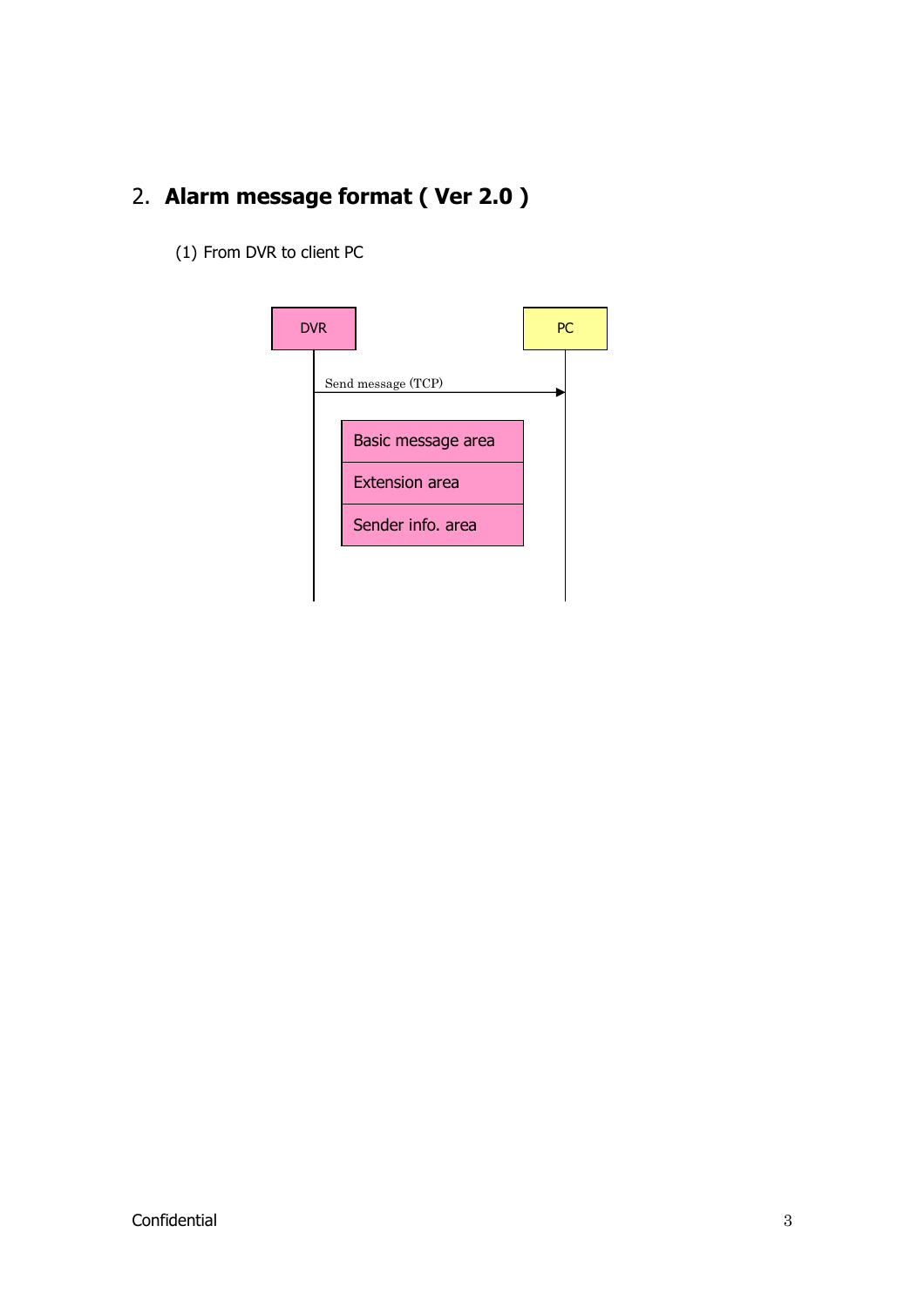## 2. **Alarm message format ( Ver 2.0 )**

(1) From DVR to client PC

DVR

PC

Send message (TCP)

| Basic message area |
| --- |
| Extension area |
| Sender info. area |

Confidential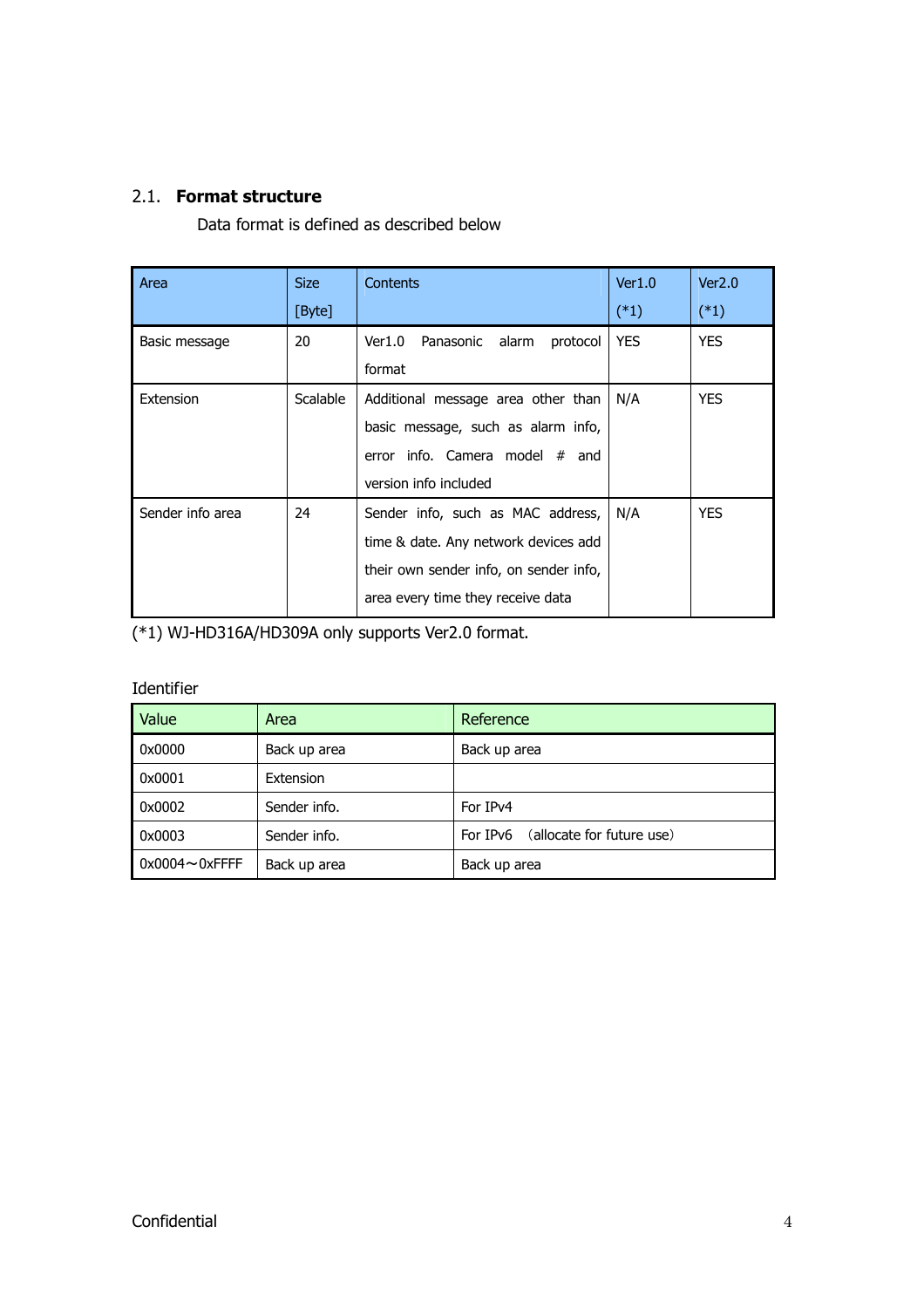## 2.1. **Format structure**

Data format is defined as described below

| Area | Size [Byte] | Contents | Ver1.0 (*1) | Ver2.0 (*1) |
|---|---|---|---|---|
| Basic message | 20 | Ver1.0 Panasonic alarm protocol format | YES | YES |
| Extension | Scalable | Additional message area other than basic message, such as alarm info, error info. Camera model # and version info included | N/A | YES |
| Sender info area | 24 | Sender info, such as MAC address, time & date. Any network devices add their own sender info, on sender info, area every time they receive data | N/A | YES |

(*1) WJ-HD316A/HD309A only supports Ver2.0 format.

Identifier

| Value | Area | Reference |
|---|---|---|
| 0x0000 | Back up area | Back up area |
| 0x0001 | Extension | |
| 0x0002 | Sender info. | For IPv4 |
| 0x0003 | Sender info. | For IPv6 （allocate for future use） |
| 0x0004～0xFFFF | Back up area | Back up area |

Confidential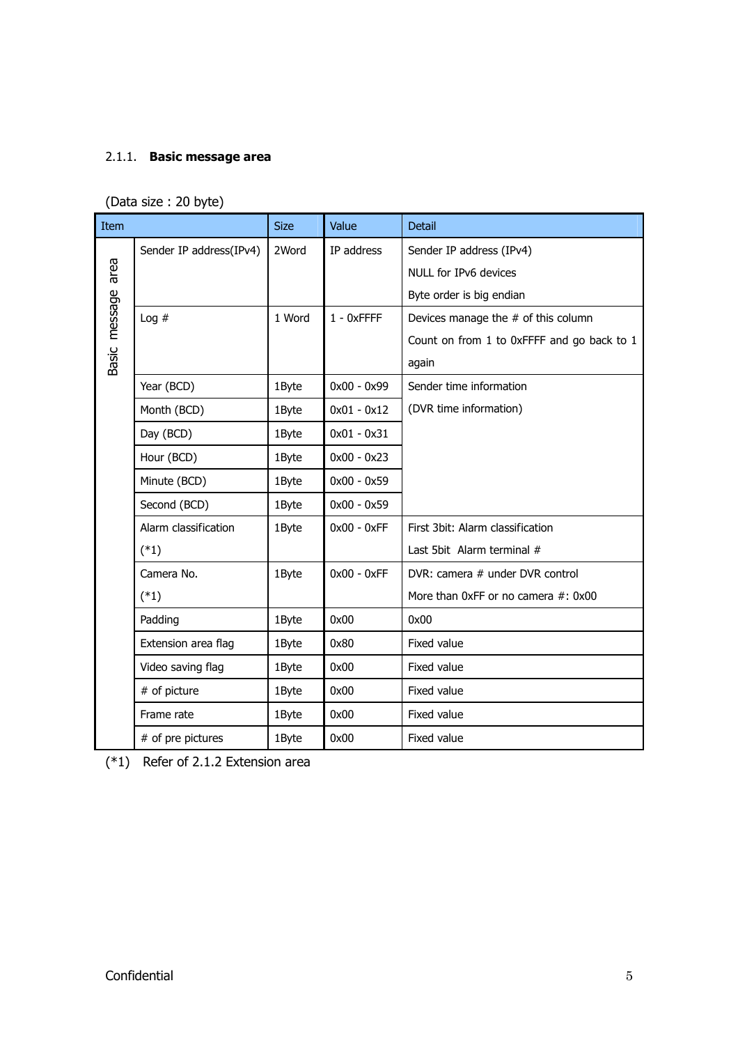### 2.1.1. **Basic message area**

(Data size : 20 byte)

| Item | | Size | Value | Detail |
|---|---|---|---|---|
| Basic message area | Sender IP address(IPv4) | 2Word | IP address | Sender IP address (IPv4)<br>NULL for IPv6 devices<br>Byte order is big endian |
| | Log # | 1 Word | 1 - 0xFFFF | Devices manage the # of this column<br>Count on from 1 to 0xFFFF and go back to 1 again |
| | Year (BCD) | 1Byte | 0x00 - 0x99 | Sender time information<br>(DVR time information) |
| | Month (BCD) | 1Byte | 0x01 - 0x12 | |
| | Day (BCD) | 1Byte | 0x01 - 0x31 | |
| | Hour (BCD) | 1Byte | 0x00 - 0x23 | |
| | Minute (BCD) | 1Byte | 0x00 - 0x59 | |
| | Second (BCD) | 1Byte | 0x00 - 0x59 | |
| | Alarm classification (*1) | 1Byte | 0x00 - 0xFF | First 3bit: Alarm classification<br>Last 5bit Alarm terminal # |
| | Camera No. (*1) | 1Byte | 0x00 - 0xFF | DVR: camera # under DVR control<br>More than 0xFF or no camera #: 0x00 |
| | Padding | 1Byte | 0x00 | 0x00 |
| | Extension area flag | 1Byte | 0x80 | Fixed value |
| | Video saving flag | 1Byte | 0x00 | Fixed value |
| | # of picture | 1Byte | 0x00 | Fixed value |
| | Frame rate | 1Byte | 0x00 | Fixed value |
| | # of pre pictures | 1Byte | 0x00 | Fixed value |

(*1) Refer of 2.1.2 Extension area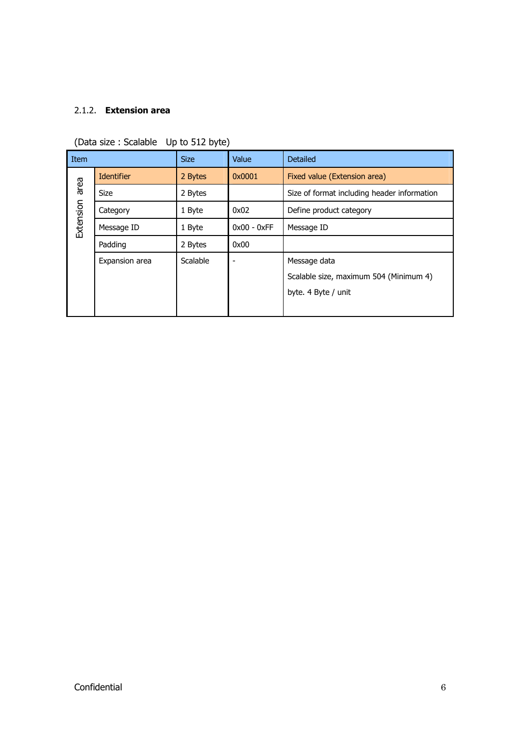### 2.1.2. **Extension area**

(Data size : Scalable Up to 512 byte)

| Item | | Size | Value | Detailed |
|---|---|---|---|---|
| Extension area | Identifier | 2 Bytes | 0x0001 | Fixed value (Extension area) |
| | Size | 2 Bytes | | Size of format including header information |
| | Category | 1 Byte | 0x02 | Define product category |
| | Message ID | 1 Byte | 0x00 - 0xFF | Message ID |
| | Padding | 2 Bytes | 0x00 | |
| | Expansion area | Scalable | - | Message data<br>Scalable size, maximum 504 (Minimum 4) byte. 4 Byte / unit |

Confidential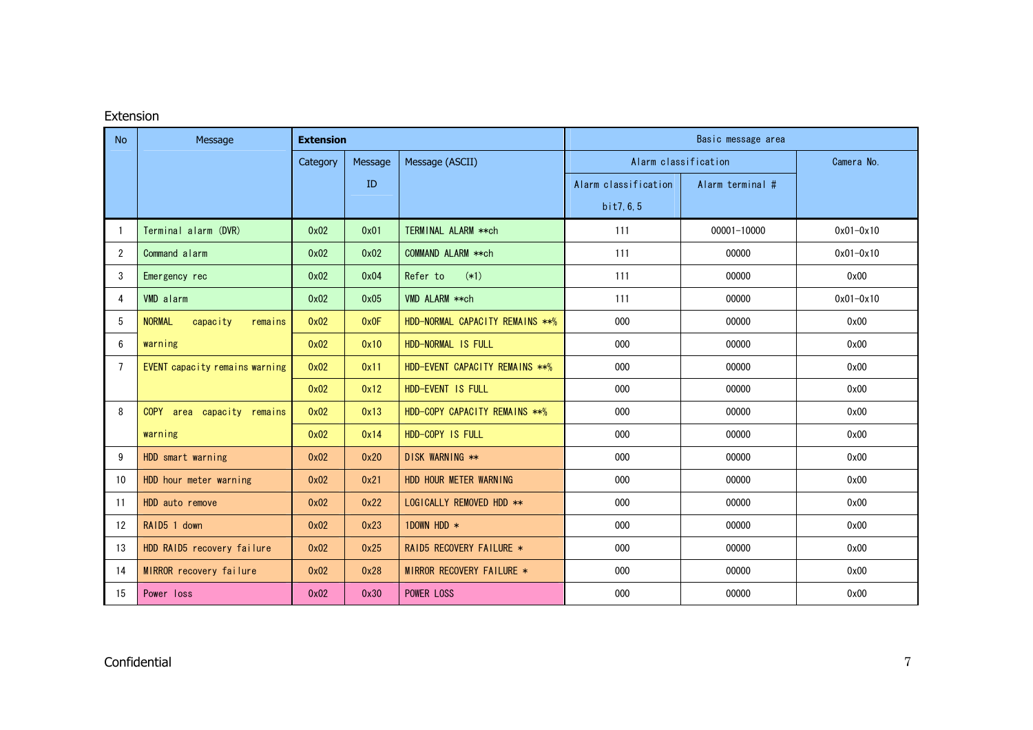Extension

| No | Message | Extension | | | Basic message area | | |
|---|---|---|---|---|---|---|---|
| | | Category | Message ID | Message (ASCII) | Alarm classification | | Camera No. |
| | | | | | Alarm classification bit7,6,5 | Alarm terminal # | |
| 1 | Terminal alarm (DVR) | 0x02 | 0x01 | TERMINAL ALARM **ch | 111 | 00001-10000 | 0x01-0x10 |
| 2 | Command alarm | 0x02 | 0x02 | COMMAND ALARM **ch | 111 | 00000 | 0x01-0x10 |
| 3 | Emergency rec | 0x02 | 0x04 | Refer to (*1) | 111 | 00000 | 0x00 |
| 4 | VMD alarm | 0x02 | 0x05 | VMD ALARM **ch | 111 | 00000 | 0x01-0x10 |
| 5 | NORMAL capacity remains | 0x02 | 0x0F | HDD-NORMAL CAPACITY REMAINS **% | 000 | 00000 | 0x00 |
| 6 | warning | 0x02 | 0x10 | HDD-NORMAL IS FULL | 000 | 00000 | 0x00 |
| 7 | EVENT capacity remains warning | 0x02 | 0x11 | HDD-EVENT CAPACITY REMAINS **% | 000 | 00000 | 0x00 |
| | | 0x02 | 0x12 | HDD-EVENT IS FULL | 000 | 00000 | 0x00 |
| 8 | COPY area capacity remains warning | 0x02 | 0x13 | HDD-COPY CAPACITY REMAINS **% | 000 | 00000 | 0x00 |
| | | 0x02 | 0x14 | HDD-COPY IS FULL | 000 | 00000 | 0x00 |
| 9 | HDD smart warning | 0x02 | 0x20 | DISK WARNING ** | 000 | 00000 | 0x00 |
| 10 | HDD hour meter warning | 0x02 | 0x21 | HDD HOUR METER WARNING | 000 | 00000 | 0x00 |
| 11 | HDD auto remove | 0x02 | 0x22 | LOGICALLY REMOVED HDD ** | 000 | 00000 | 0x00 |
| 12 | RAID5 1 down | 0x02 | 0x23 | 1DOWN HDD * | 000 | 00000 | 0x00 |
| 13 | HDD RAID5 recovery failure | 0x02 | 0x25 | RAID5 RECOVERY FAILURE * | 000 | 00000 | 0x00 |
| 14 | MIRROR recovery failure | 0x02 | 0x28 | MIRROR RECOVERY FAILURE * | 000 | 00000 | 0x00 |
| 15 | Power loss | 0x02 | 0x30 | POWER LOSS | 000 | 00000 | 0x00 |

Confidential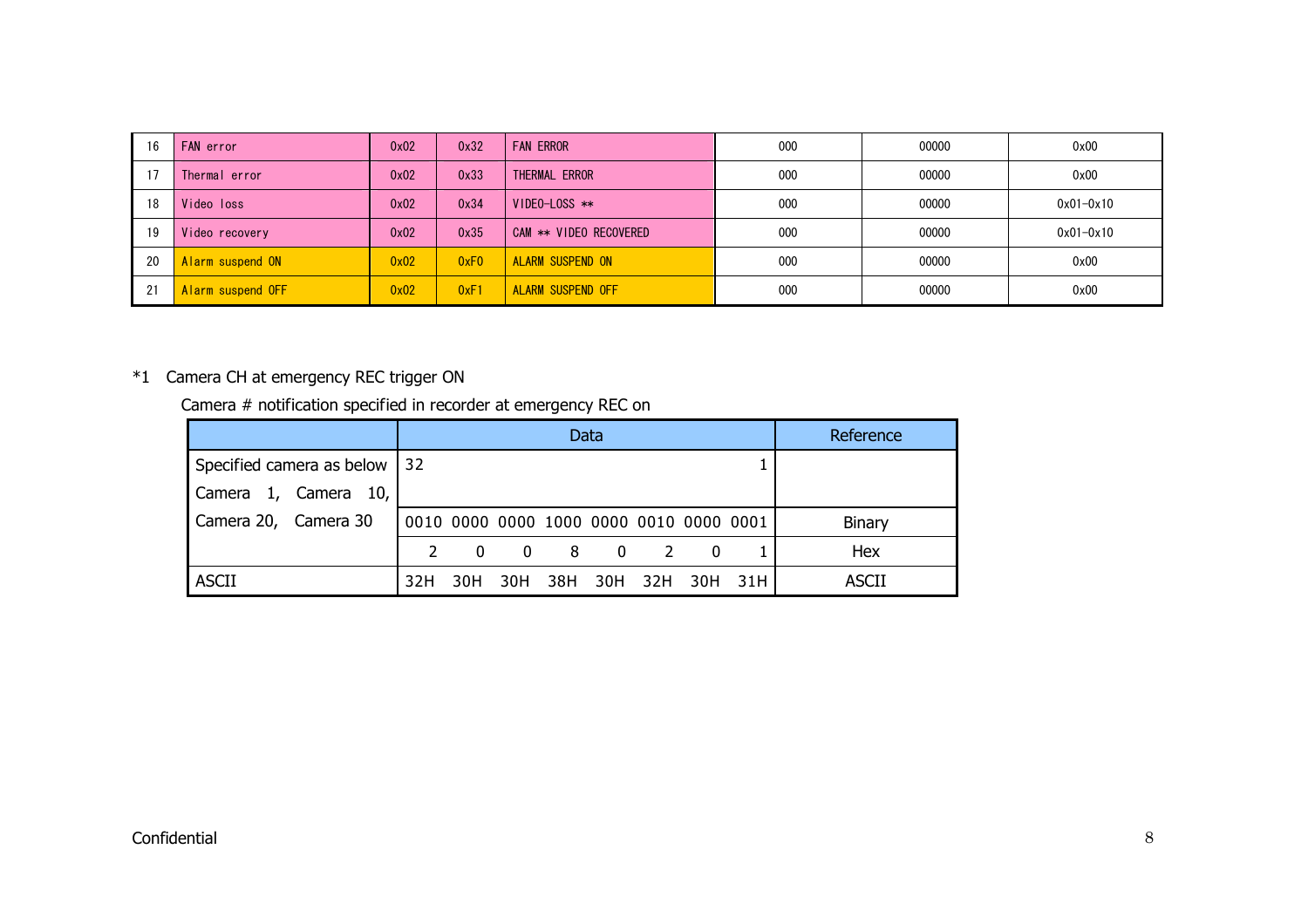| 16 | FAN error | 0x02 | 0x32 | FAN ERROR | 000 | 00000 | 0x00 |
|---|---|---|---|---|---|---|---|
| 17 | Thermal error | 0x02 | 0x33 | THERMAL ERROR | 000 | 00000 | 0x00 |
| 18 | Video loss | 0x02 | 0x34 | VIDEO-LOSS ** | 000 | 00000 | 0x01-0x10 |
| 19 | Video recovery | 0x02 | 0x35 | CAM ** VIDEO RECOVERED | 000 | 00000 | 0x01-0x10 |
| 20 | Alarm suspend ON | 0x02 | 0xF0 | ALARM SUSPEND ON | 000 | 00000 | 0x00 |
| 21 | Alarm suspend OFF | 0x02 | 0xF1 | ALARM SUSPEND OFF | 000 | 00000 | 0x00 |

*1 Camera CH at emergency REC trigger ON

Camera # notification specified in recorder at emergency REC on

| | Data | | | | | | | | Reference |
|---|---|---|---|---|---|---|---|---|---|
| Specified camera as below<br>Camera 1, Camera 10,<br>Camera 20, Camera 30 | 32 | | | | | | | 1 | |
| | 0010 | 0000 | 0000 | 1000 | 0000 | 0010 | 0000 | 0001 | Binary |
| | 2 | 0 | 0 | 8 | 0 | 2 | 0 | 1 | Hex |
| ASCII | 32H | 30H | 30H | 38H | 30H | 32H | 30H | 31H | ASCII |

Confidential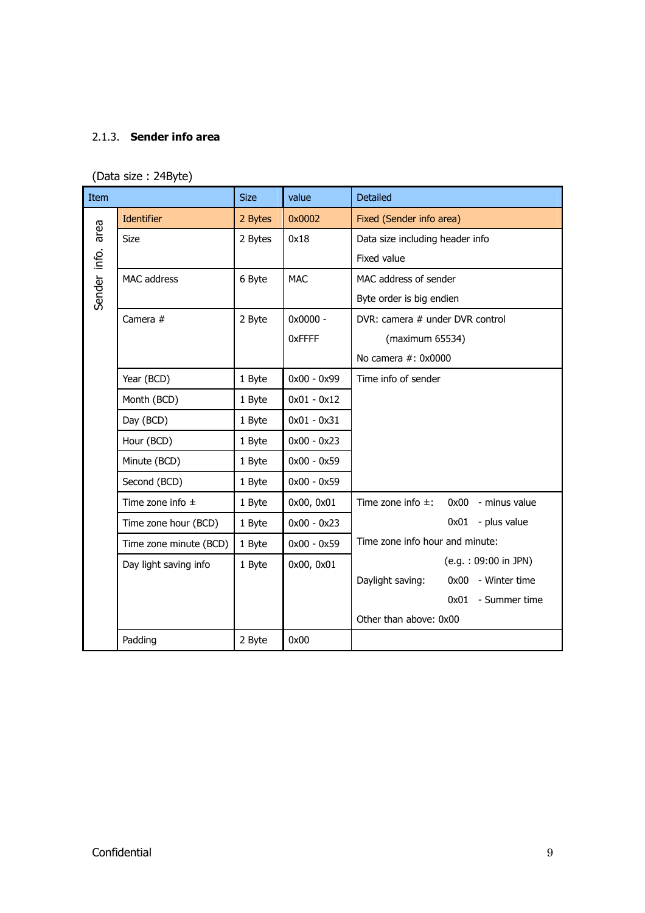### 2.1.3. **Sender info area**

(Data size : 24Byte)

| Item | | Size | value | Detailed |
|---|---|---|---|---|
| Sender info. area | Identifier | 2 Bytes | 0x0002 | Fixed (Sender info area) |
| | Size | 2 Bytes | 0x18 | Data size including header info<br>Fixed value |
| | MAC address | 6 Byte | MAC | MAC address of sender<br>Byte order is big endien |
| | Camera # | 2 Byte | 0x0000 - 0xFFFF | DVR: camera # under DVR control<br>(maximum 65534)<br>No camera #: 0x0000 |
| | Year (BCD) | 1 Byte | 0x00 - 0x99 | Time info of sender |
| | Month (BCD) | 1 Byte | 0x01 - 0x12 | |
| | Day (BCD) | 1 Byte | 0x01 - 0x31 | |
| | Hour (BCD) | 1 Byte | 0x00 - 0x23 | |
| | Minute (BCD) | 1 Byte | 0x00 - 0x59 | |
| | Second (BCD) | 1 Byte | 0x00 - 0x59 | |
| | Time zone info ± | 1 Byte | 0x00, 0x01 | Time zone info ±: 0x00 - minus value<br>0x01 - plus value<br>Time zone info hour and minute:<br>(e.g. : 09:00 in JPN)<br>Daylight saving: 0x00 - Winter time<br>0x01 - Summer time<br>Other than above: 0x00 |
| | Time zone hour (BCD) | 1 Byte | 0x00 - 0x23 | |
| | Time zone minute (BCD) | 1 Byte | 0x00 - 0x59 | |
| | Day light saving info | 1 Byte | 0x00, 0x01 | |
| | Padding | 2 Byte | 0x00 | |

Confidential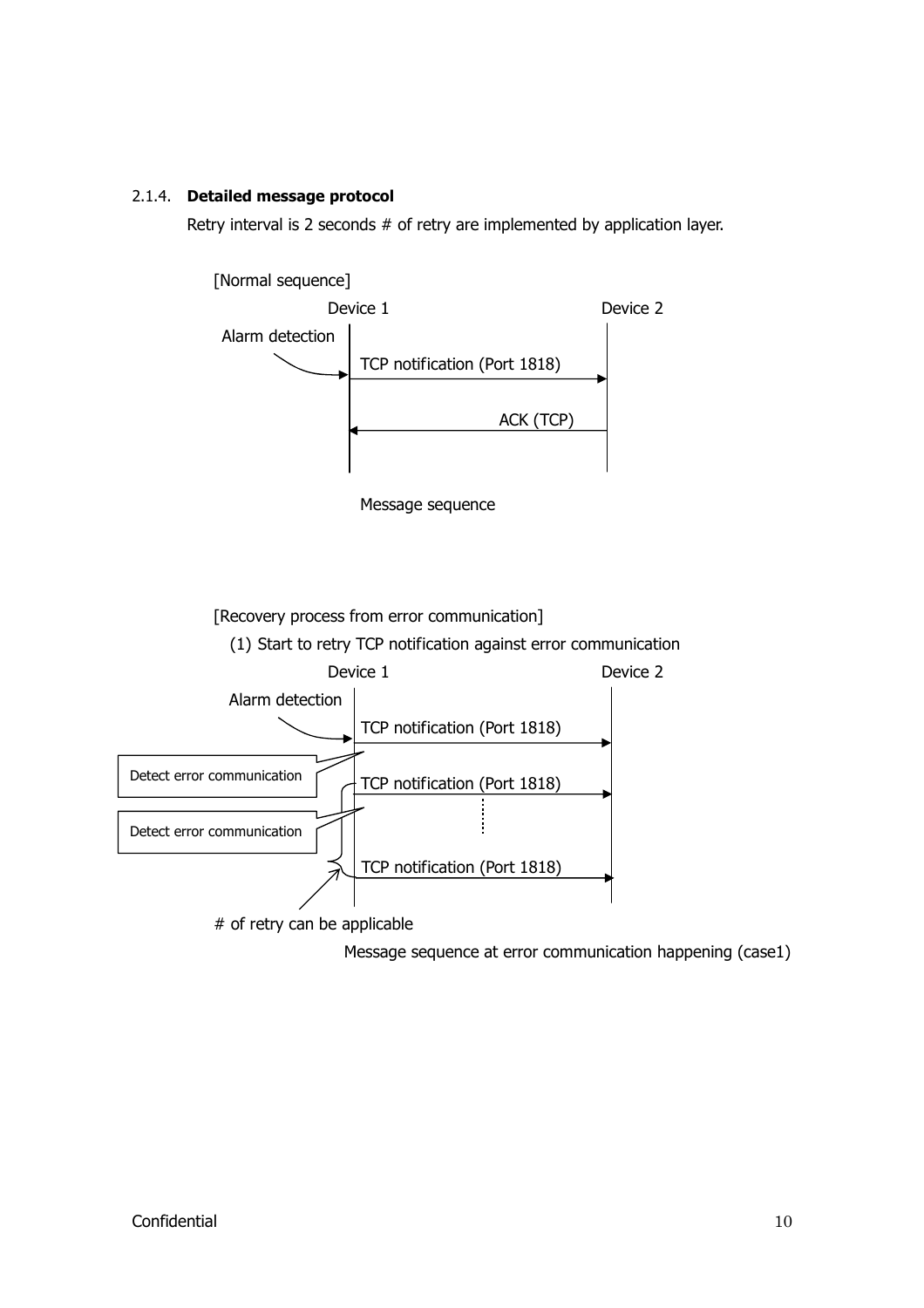### 2.1.4. **Detailed message protocol**

Retry interval is 2 seconds # of retry are implemented by application layer.

[Normal sequence]

Device 1 | Device 2

Alarm detection

TCP notification (Port 1818)

ACK (TCP)

Message sequence

[Recovery process from error communication]

(1) Start to retry TCP notification against error communication

Device 1 | Device 2

Alarm detection

TCP notification (Port 1818)

Detect error communication

TCP notification (Port 1818)

Detect error communication

TCP notification (Port 1818)

# of retry can be applicable

Message sequence at error communication happening (case1)

Confidential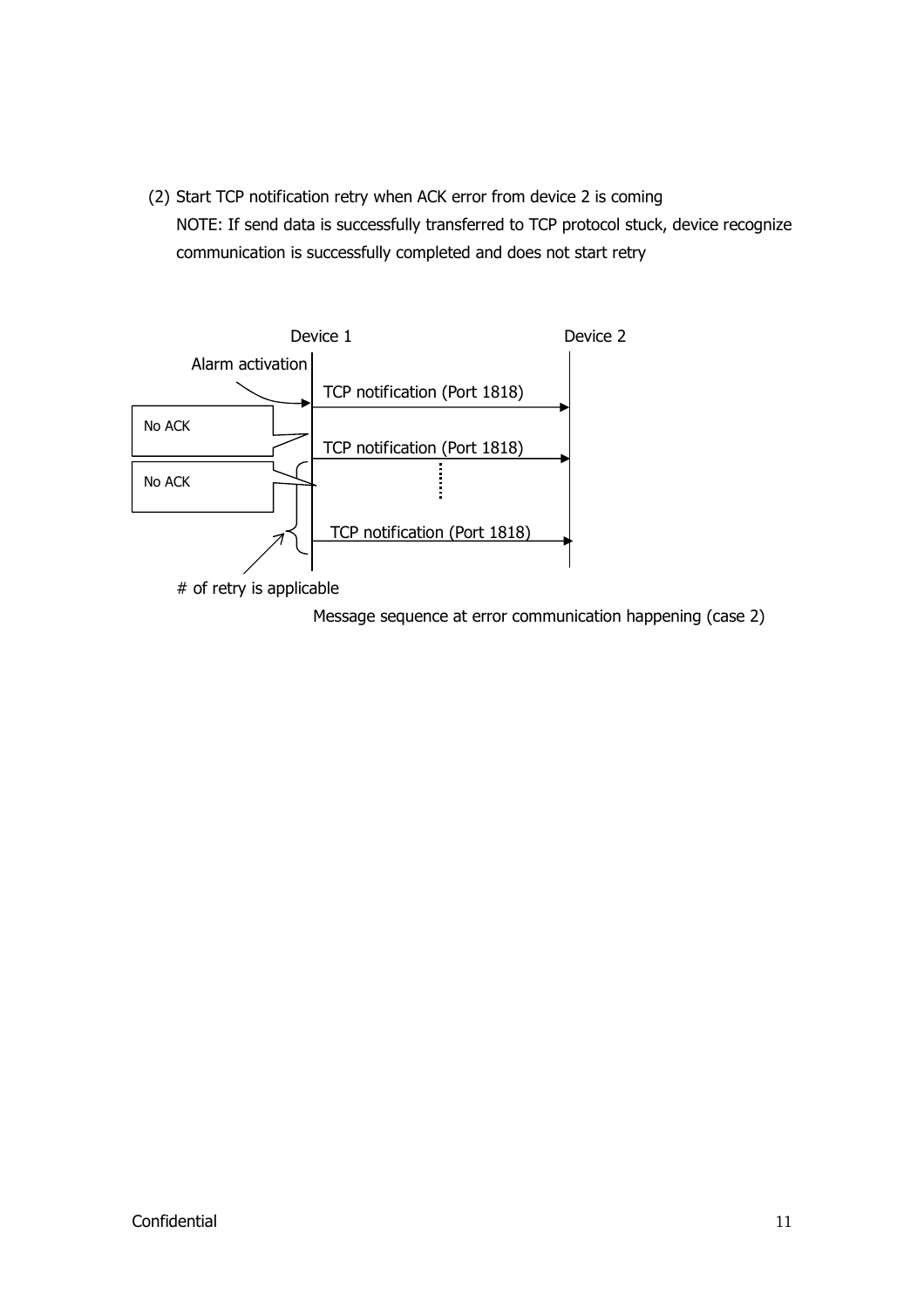(2) Start TCP notification retry when ACK error from device 2 is coming

NOTE: If send data is successfully transferred to TCP protocol stuck, device recognize communication is successfully completed and does not start retry

Device 1 | Device 2

Alarm activation

TCP notification (Port 1818)

No ACK

TCP notification (Port 1818)

No ACK

TCP notification (Port 1818)

# of retry is applicable

Message sequence at error communication happening (case 2)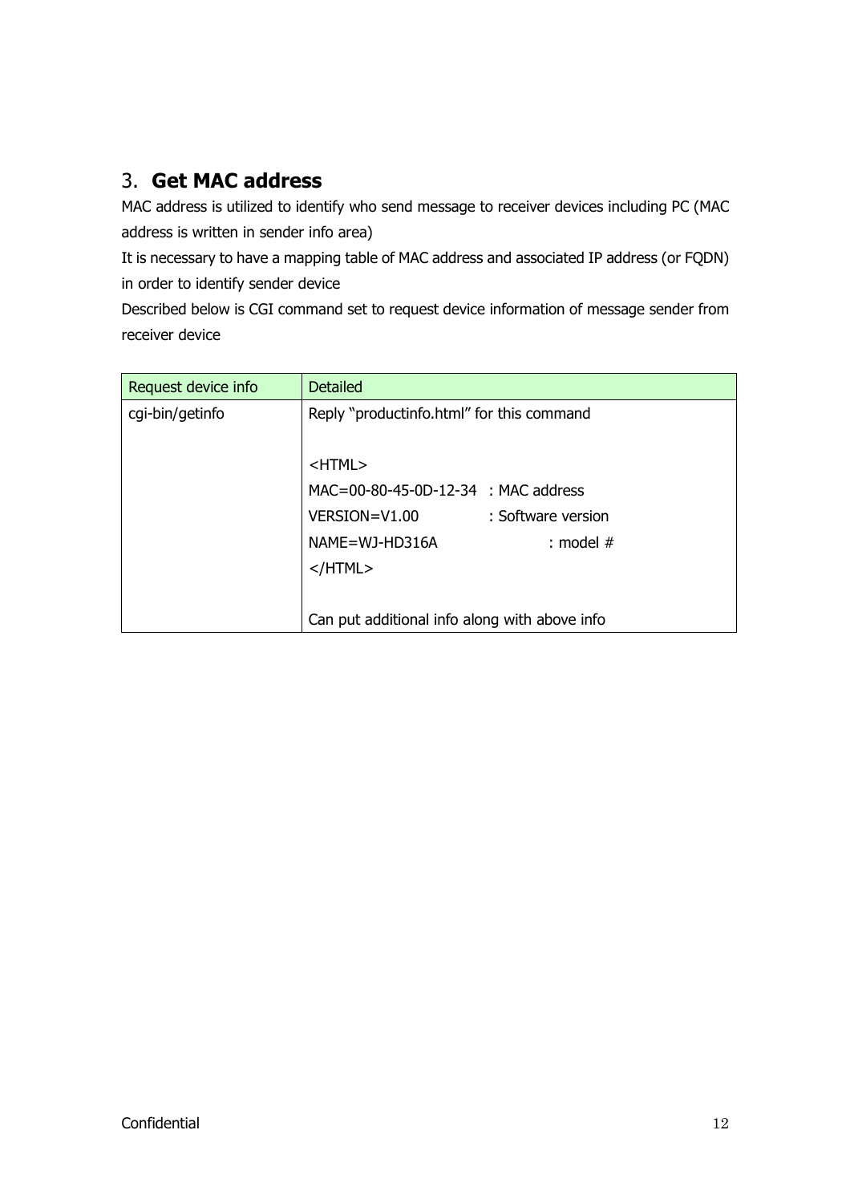## 3. **Get MAC address**

MAC address is utilized to identify who send message to receiver devices including PC (MAC address is written in sender info area)

It is necessary to have a mapping table of MAC address and associated IP address (or FQDN) in order to identify sender device

Described below is CGI command set to request device information of message sender from receiver device

| Request device info | Detailed |
|---|---|
| cgi-bin/getinfo | Reply "productinfo.html" for this command<br><br>&lt;HTML&gt;<br>MAC=00-80-45-0D-12-34 : MAC address<br>VERSION=V1.00 : Software version<br>NAME=WJ-HD316A : model #<br>&lt;/HTML&gt;<br><br>Can put additional info along with above info |

Confidential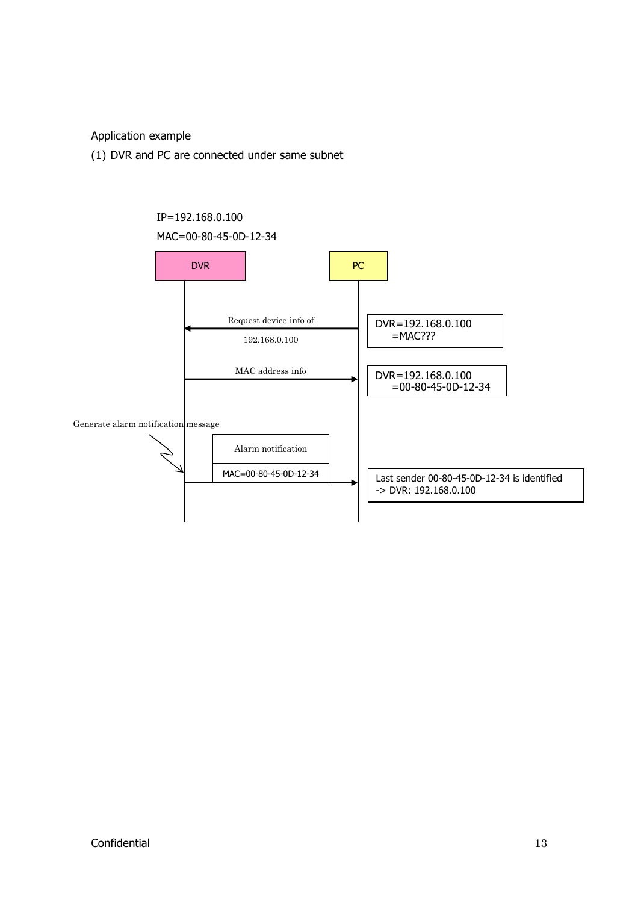Application example

(1) DVR and PC are connected under same subnet

IP=192.168.0.100

MAC=00-80-45-0D-12-34

DVR

PC

Request device info of

192.168.0.100

DVR=192.168.0.100
=MAC???

MAC address info

DVR=192.168.0.100
=00-80-45-0D-12-34

Generate alarm notification message

Alarm notification

MAC=00-80-45-0D-12-34

Last sender 00-80-45-0D-12-34 is identified
-> DVR: 192.168.0.100

Confidential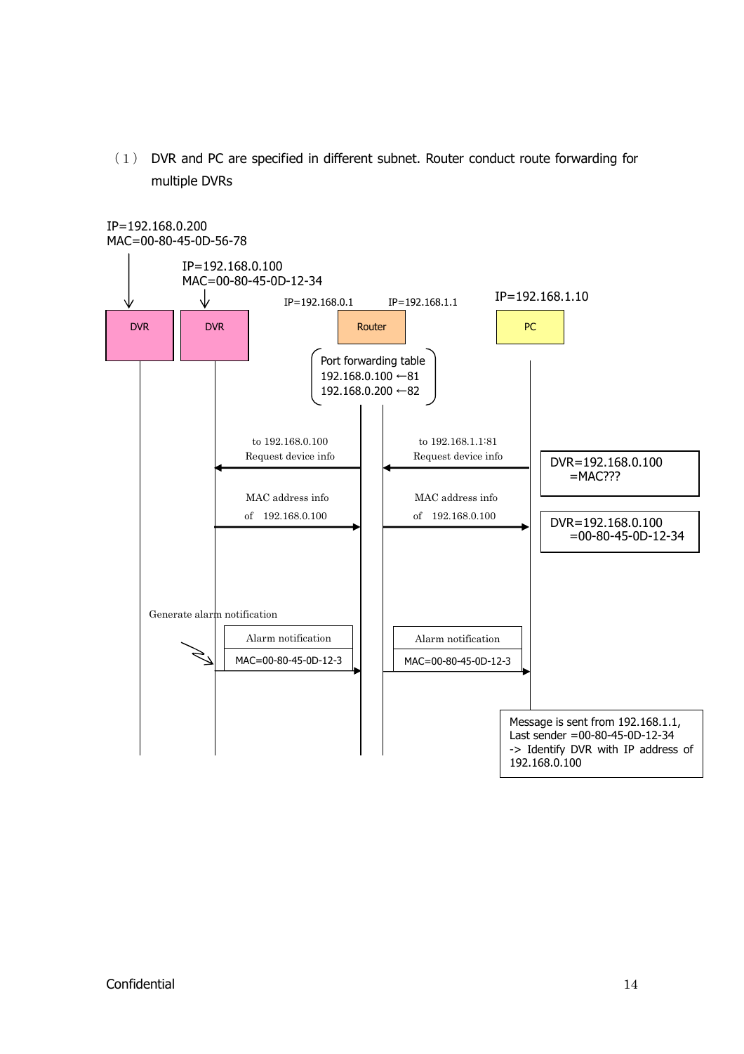（1） DVR and PC are specified in different subnet. Router conduct route forwarding for multiple DVRs

IP=192.168.0.200
MAC=00-80-45-0D-56-78

IP=192.168.0.100
MAC=00-80-45-0D-12-34

IP=192.168.0.1

IP=192.168.1.1

IP=192.168.1.10

DVR

DVR

Router

PC

Port forwarding table
192.168.0.100 ←81
192.168.0.200 ←82

to 192.168.0.100
Request device info

to 192.168.1.1:81
Request device info

DVR=192.168.0.100
=MAC???

MAC address info
of 192.168.0.100

MAC address info
of 192.168.0.100

DVR=192.168.0.100
=00-80-45-0D-12-34

Generate alarm notification

Alarm notification
MAC=00-80-45-0D-12-3

Alarm notification
MAC=00-80-45-0D-12-3

Message is sent from 192.168.1.1,
Last sender =00-80-45-0D-12-34
-> Identify DVR with IP address of 192.168.0.100

Confidential